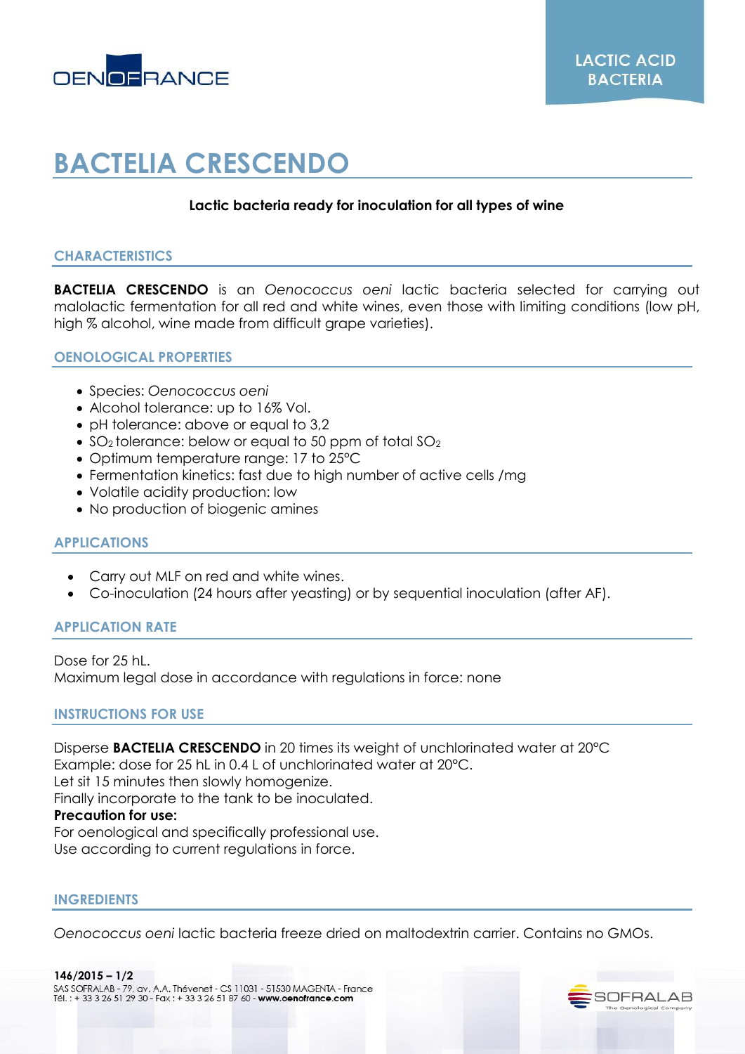LACTIC ACID BACTERIA

# BACTELIA CRESCENDO

**Lactic bacteria ready for inoculation for all types of wine**

## CHARACTERISTICS

**BACTELIA CRESCENDO** is an *Oenococcus oeni* lactic bacteria selected for carrying out malolactic fermentation for all red and white wines, even those with limiting conditions (low pH, high % alcohol, wine made from difficult grape varieties).

## OENOLOGICAL PROPERTIES

- Species: *Oenococcus oeni*
- Alcohol tolerance: up to 16% Vol.
- pH tolerance: above or equal to 3,2
- $SO_2$ tolerance: below or equal to 50 ppm of total $SO_2$
- Optimum temperature range: 17 to 25°C
- Fermentation kinetics: fast due to high number of active cells /mg
- Volatile acidity production: low
- No production of biogenic amines

## APPLICATIONS

- Carry out MLF on red and white wines.
- Co-inoculation (24 hours after yeasting) or by sequential inoculation (after AF).

## APPLICATION RATE

Dose for 25 hL.
Maximum legal dose in accordance with regulations in force: none

## INSTRUCTIONS FOR USE

Disperse **BACTELIA CRESCENDO** in 20 times its weight of unchlorinated water at 20°C
Example: dose for 25 hL in 0.4 L of unchlorinated water at 20°C.
Let sit 15 minutes then slowly homogenize.
Finally incorporate to the tank to be inoculated.
**Precaution for use:**
For oenological and specifically professional use.
Use according to current regulations in force.

## INGREDIENTS

*Oenococcus oeni* lactic bacteria freeze dried on maltodextrin carrier. Contains no GMOs.

146/2015
SAS SOFRALAB - 79, av. A.A. Thévenet - CS 11031 - 51530 MAGENTA - France
Tél. : + 33 3 26 51 29 30 - Fax : + 33 3 26 51 87 60 - **www.oenofrance.com**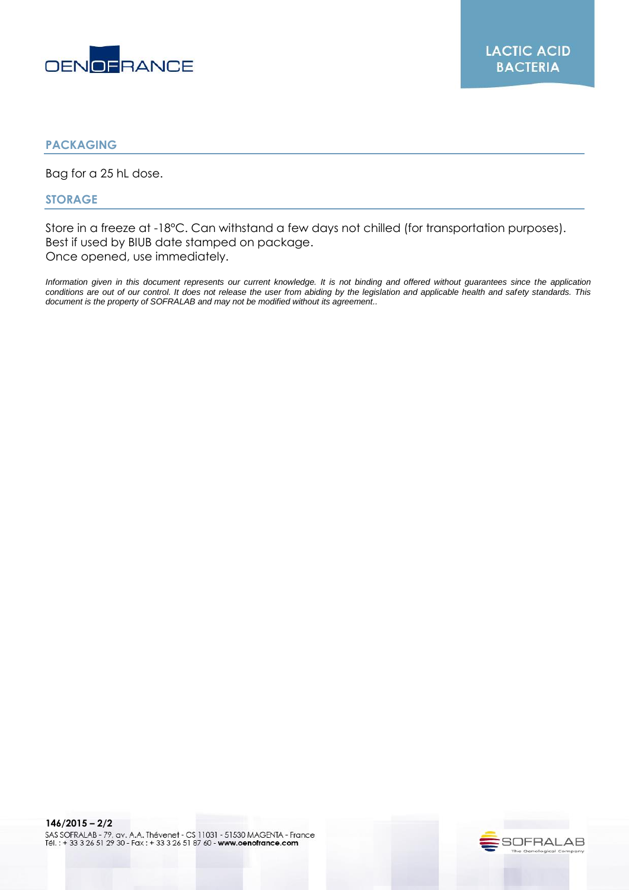## PACKAGING

Bag for a 25 hL dose.

## STORAGE

Store in a freeze at -18°C. Can withstand a few days not chilled (for transportation purposes).
Best if used by BIUB date stamped on package.
Once opened, use immediately.

*Information given in this document represents our current knowledge. It is not binding and offered without guarantees since the application conditions are out of our control. It does not release the user from abiding by the legislation and applicable health and safety standards. This document is the property of SOFRALAB and may not be modified without its agreement..*